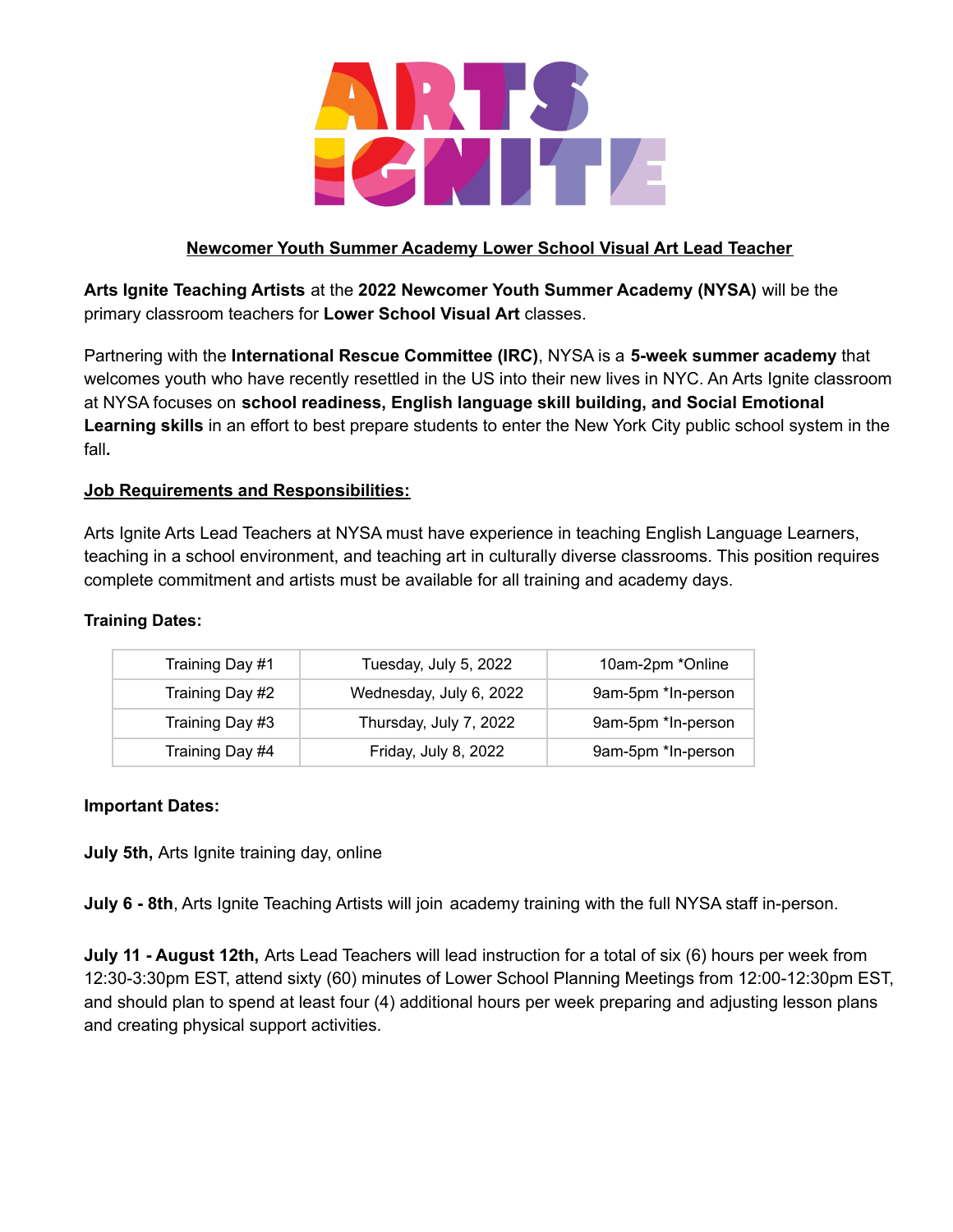# ARTS IGNITE

## Newcomer Youth Summer Academy Lower School Visual Art Lead Teacher

**Arts Ignite Teaching Artists** at the **2022 Newcomer Youth Summer Academy (NYSA)** will be the primary classroom teachers for **Lower School Visual Art** classes.

Partnering with the **International Rescue Committee (IRC)**, NYSA is a **5-week summer academy** that welcomes youth who have recently resettled in the US into their new lives in NYC. An Arts Ignite classroom at NYSA focuses on **school readiness, English language skill building, and Social Emotional Learning skills** in an effort to best prepare students to enter the New York City public school system in the fall**.**

### Job Requirements and Responsibilities:

Arts Ignite Arts Lead Teachers at NYSA must have experience in teaching English Language Learners, teaching in a school environment, and teaching art in culturally diverse classrooms. This position requires complete commitment and artists must be available for all training and academy days.

**Training Dates:**

| | | |
|---|---|---|
| Training Day #1 | Tuesday, July 5, 2022 | 10am-2pm *Online |
| Training Day #2 | Wednesday, July 6, 2022 | 9am-5pm *In-person |
| Training Day #3 | Thursday, July 7, 2022 | 9am-5pm *In-person |
| Training Day #4 | Friday, July 8, 2022 | 9am-5pm *In-person |

**Important Dates:**

**July 5th,** Arts Ignite training day, online

**July 6 - 8th**, Arts Ignite Teaching Artists will join academy training with the full NYSA staff in-person.

**July 11 - August 12th,** Arts Lead Teachers will lead instruction for a total of six (6) hours per week from 12:30-3:30pm EST, attend sixty (60) minutes of Lower School Planning Meetings from 12:00-12:30pm EST, and should plan to spend at least four (4) additional hours per week preparing and adjusting lesson plans and creating physical support activities.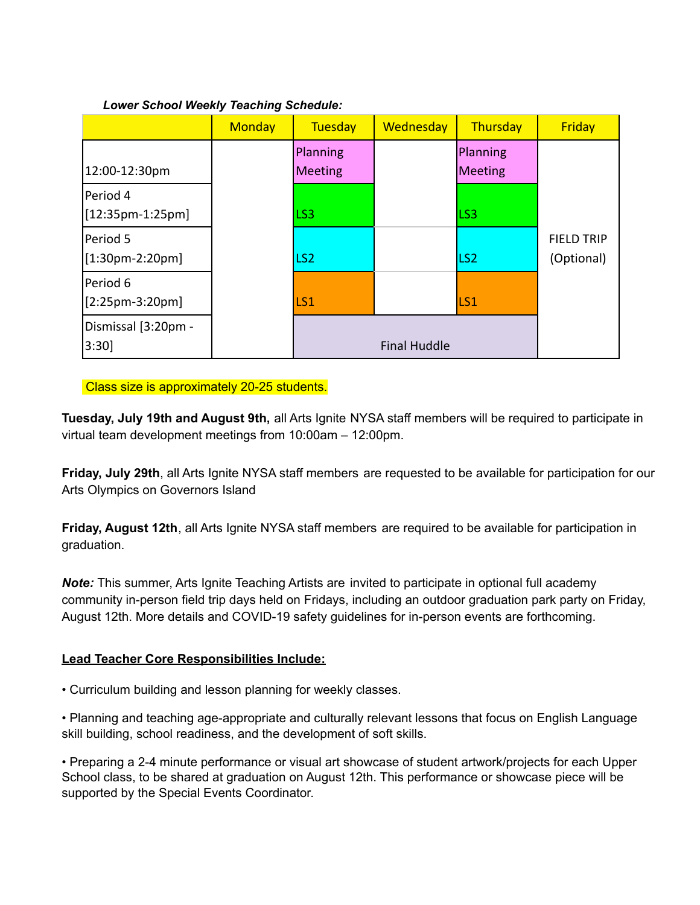***Lower School Weekly Teaching Schedule:***

| | Monday | Tuesday | Wednesday | Thursday | Friday |
|---|---|---|---|---|---|
| 12:00-12:30pm | | Planning Meeting | | Planning Meeting | FIELD TRIP (Optional) |
| Period 4 [12:35pm-1:25pm] | | LS3 | | LS3 | |
| Period 5 [1:30pm-2:20pm] | | LS2 | | LS2 | |
| Period 6 [2:25pm-3:20pm] | | LS1 | | LS1 | |
| Dismissal [3:20pm - 3:30] | | Final Huddle | | | |

Class size is approximately 20-25 students.

**Tuesday, July 19th and August 9th,** all Arts Ignite NYSA staff members will be required to participate in virtual team development meetings from 10:00am – 12:00pm.

**Friday, July 29th**, all Arts Ignite NYSA staff members are requested to be available for participation for our Arts Olympics on Governors Island

**Friday, August 12th**, all Arts Ignite NYSA staff members are required to be available for participation in graduation.

***Note:*** This summer, Arts Ignite Teaching Artists are invited to participate in optional full academy community in-person field trip days held on Fridays, including an outdoor graduation park party on Friday, August 12th. More details and COVID-19 safety guidelines for in-person events are forthcoming.

**Lead Teacher Core Responsibilities Include:**

• Curriculum building and lesson planning for weekly classes.

• Planning and teaching age-appropriate and culturally relevant lessons that focus on English Language skill building, school readiness, and the development of soft skills.

• Preparing a 2-4 minute performance or visual art showcase of student artwork/projects for each Upper School class, to be shared at graduation on August 12th. This performance or showcase piece will be supported by the Special Events Coordinator.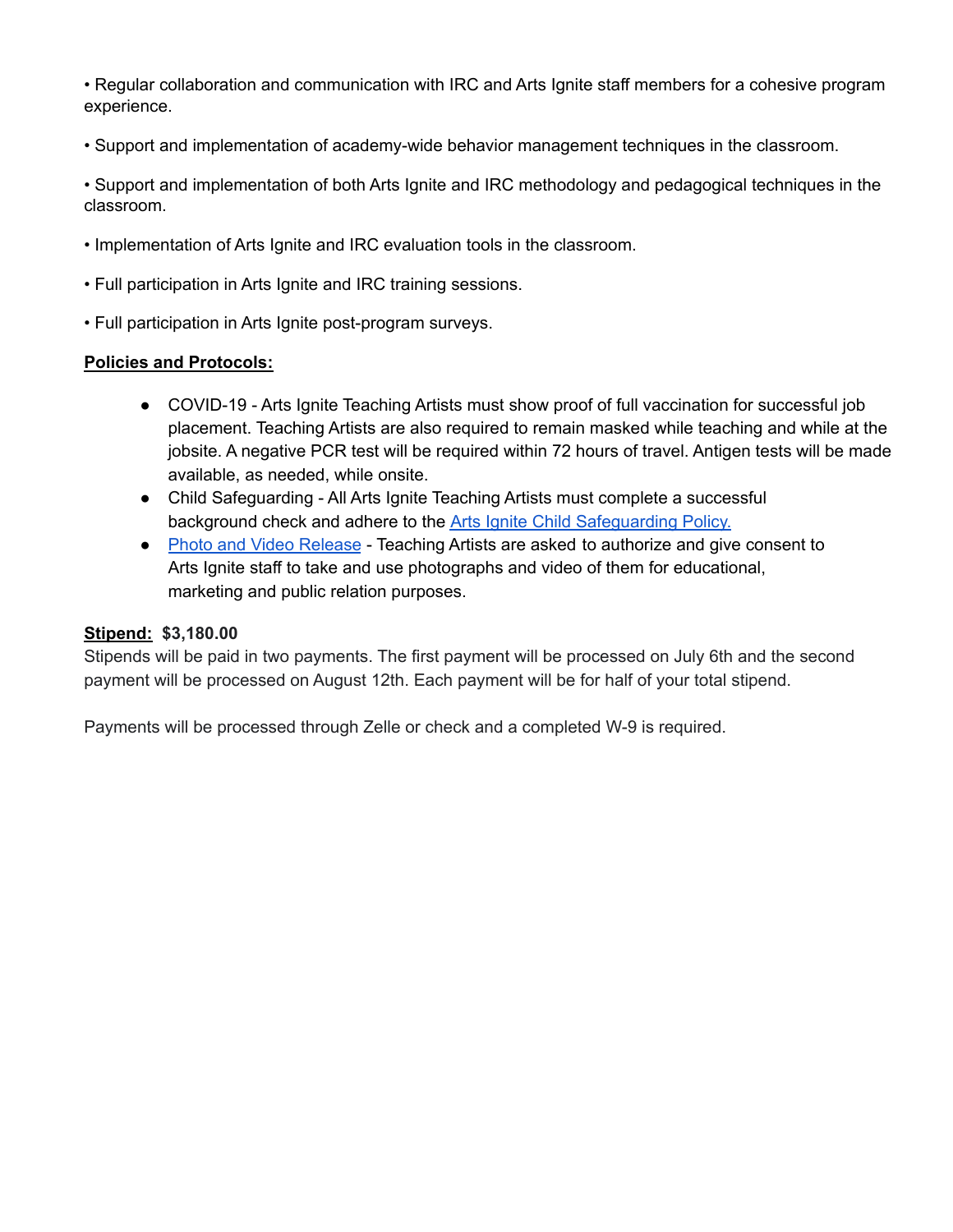• Regular collaboration and communication with IRC and Arts Ignite staff members for a cohesive program experience.

• Support and implementation of academy-wide behavior management techniques in the classroom.

• Support and implementation of both Arts Ignite and IRC methodology and pedagogical techniques in the classroom.

• Implementation of Arts Ignite and IRC evaluation tools in the classroom.

• Full participation in Arts Ignite and IRC training sessions.

• Full participation in Arts Ignite post-program surveys.

**Policies and Protocols:**

- COVID-19 - Arts Ignite Teaching Artists must show proof of full vaccination for successful job placement. Teaching Artists are also required to remain masked while teaching and while at the jobsite. A negative PCR test will be required within 72 hours of travel. Antigen tests will be made available, as needed, while onsite.
- Child Safeguarding - All Arts Ignite Teaching Artists must complete a successful background check and adhere to the Arts Ignite Child Safeguarding Policy.
- Photo and Video Release - Teaching Artists are asked to authorize and give consent to Arts Ignite staff to take and use photographs and video of them for educational, marketing and public relation purposes.

**Stipend: $3,180.00**

Stipends will be paid in two payments. The first payment will be processed on July 6th and the second payment will be processed on August 12th. Each payment will be for half of your total stipend.

Payments will be processed through Zelle or check and a completed W-9 is required.